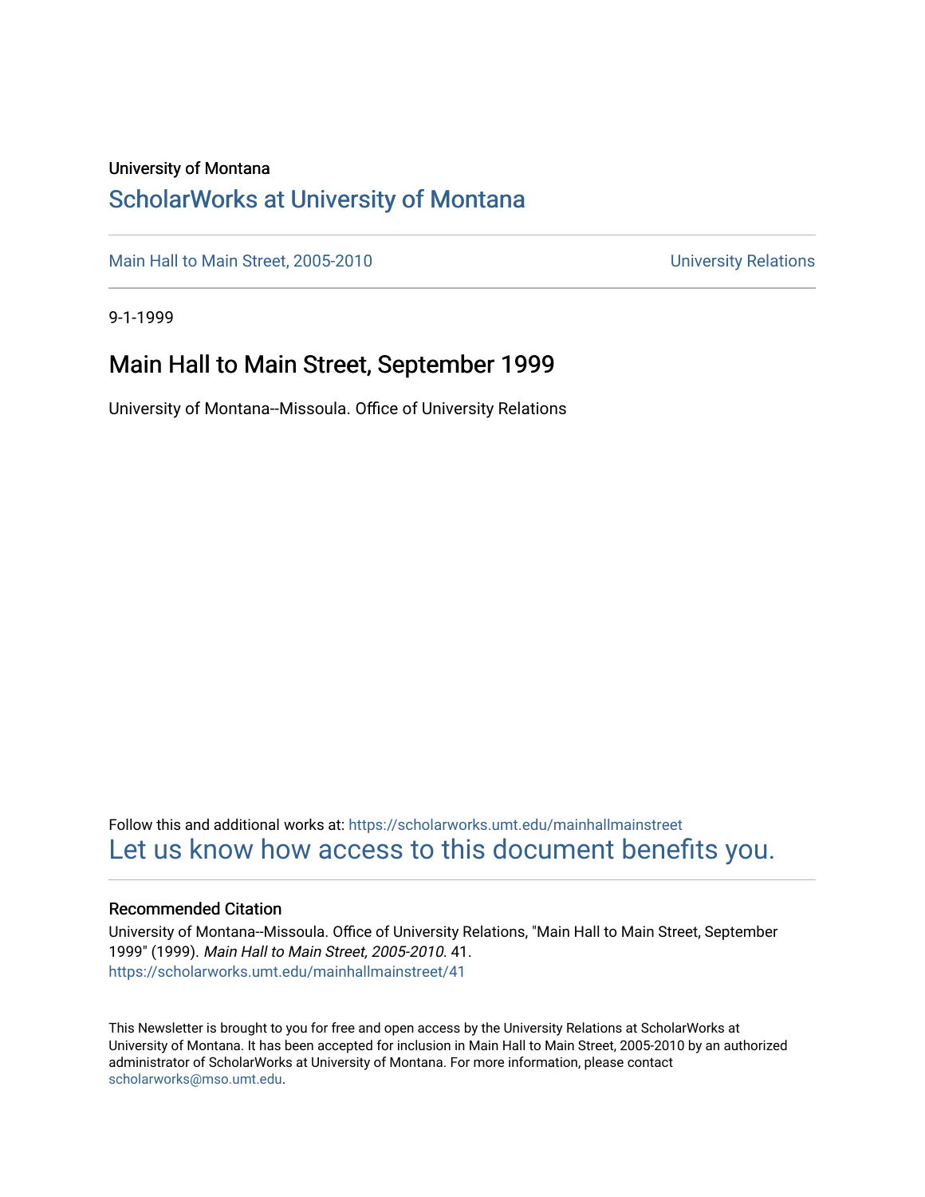University of Montana

# ScholarWorks at University of Montana

Main Hall to Main Street, 2005-2010 | University Relations

9-1-1999

## Main Hall to Main Street, September 1999

University of Montana--Missoula. Office of University Relations

Follow this and additional works at: https://scholarworks.umt.edu/mainhallmainstreet

Let us know how access to this document benefits you.

### Recommended Citation

University of Montana--Missoula. Office of University Relations, "Main Hall to Main Street, September 1999" (1999). *Main Hall to Main Street, 2005-2010*. 41.
https://scholarworks.umt.edu/mainhallmainstreet/41

This Newsletter is brought to you for free and open access by the University Relations at ScholarWorks at University of Montana. It has been accepted for inclusion in Main Hall to Main Street, 2005-2010 by an authorized administrator of ScholarWorks at University of Montana. For more information, please contact scholarworks@mso.umt.edu.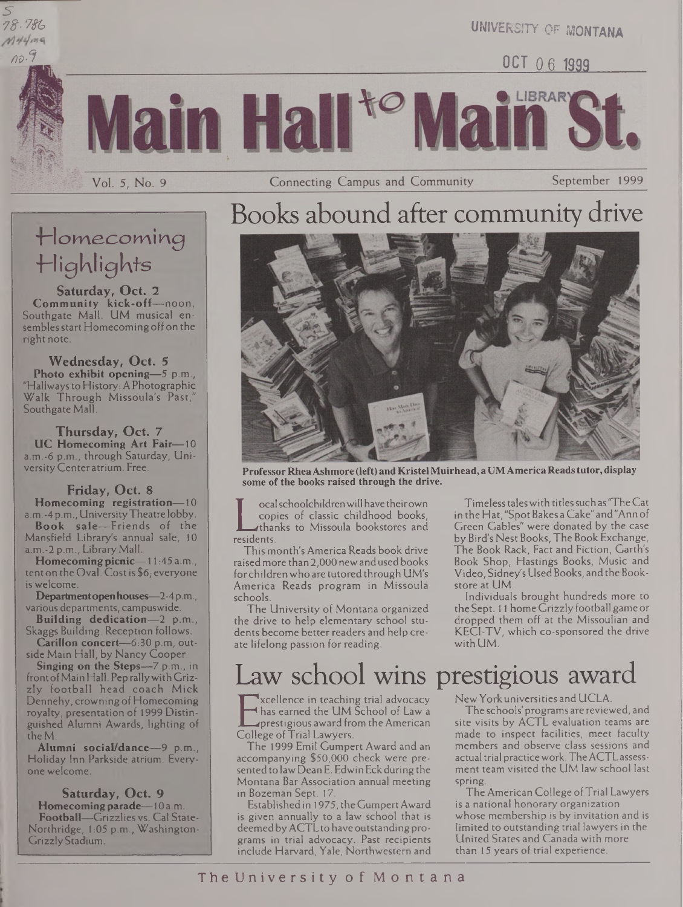# Main Hall to Main St.

Vol. 5, No. 9 — Connecting Campus and Community — September 1999

## Homecoming Highlights

**Saturday, Oct. 2**

**Community kick-off**—noon, Southgate Mall. UM musical ensembles start Homecoming off on the right note.

**Wednesday, Oct. 5**

**Photo exhibit opening**—5 p.m., "Hallways to History: A Photographic Walk Through Missoula's Past," Southgate Mall.

**Thursday, Oct. 7**

**UC Homecoming Art Fair**—10 a.m.-6 p.m., through Saturday, University Center atrium. Free.

**Friday, Oct. 8**

**Homecoming registration**—10 a.m.-4 p.m., University Theatre lobby.

**Book sale**—Friends of the Mansfield Library's annual sale, 10 a.m.-2 p.m., Library Mall.

**Homecoming picnic**—11:45 a.m., tent on the Oval. Cost is $6; everyone is welcome.

**Department open houses**—2-4 p.m., various departments, campuswide.

**Building dedication**—2 p.m., Skaggs Building. Reception follows.

**Carillon concert**—6:30 p.m, outside Main Hall, by Nancy Cooper.

**Singing on the Steps**—7 p.m., in front of Main Hall. Pep rally with Grizzly football head coach Mick Dennehy, crowning of Homecoming royalty, presentation of 1999 Distinguished Alumni Awards, lighting of the M.

**Alumni social/dance**—9 p.m., Holiday Inn Parkside atrium. Everyone welcome.

**Saturday, Oct. 9**

**Homecoming parade**—10 a.m.

**Football**—Grizzlies vs. Cal State-Northridge, 1:05 p.m., Washington-Grizzly Stadium.

## Books abound after community drive

**Professor Rhea Ashmore (left) and Kristel Muirhead, a UM America Reads tutor, display some of the books raised through the drive.**

Local schoolchildren will have their own copies of classic childhood books, thanks to Missoula bookstores and residents.

This month's America Reads book drive raised more than 2,000 new and used books for children who are tutored through UM's America Reads program in Missoula schools.

The University of Montana organized the drive to help elementary school students become better readers and help create lifelong passion for reading.

Timeless tales with titles such as "The Cat in the Hat," "Spot Bakes a Cake" and "Ann of Green Gables" were donated by the case by Bird's Nest Books, The Book Exchange, The Book Rack, Fact and Fiction, Garth's Book Shop, Hastings Books, Music and Video, Sidney's Used Books, and the Bookstore at UM.

Individuals brought hundreds more to the Sept. 11 home Grizzly football game or dropped them off at the Missoulian and KECI-TV, which co-sponsored the drive with UM.

## Law school wins prestigious award

Excellence in teaching trial advocacy has earned the UM School of Law a prestigious award from the American College of Trial Lawyers.

The 1999 Emil Gumpert Award and an accompanying $50,000 check were presented to law Dean E. Edwin Eck during the Montana Bar Association annual meeting in Bozeman Sept. 17.

Established in 1975, the Gumpert Award is given annually to a law school that is deemed by ACTL to have outstanding programs in trial advocacy. Past recipients include Harvard, Yale, Northwestern and New York universities and UCLA.

The schools' programs are reviewed, and site visits by ACTL evaluation teams are made to inspect facilities, meet faculty members and observe class sessions and actual trial practice work. The ACTL assessment team visited the UM law school last spring.

The American College of Trial Lawyers is a national honorary organization whose membership is by invitation and is limited to outstanding trial lawyers in the United States and Canada with more than 15 years of trial experience.

The University of Montana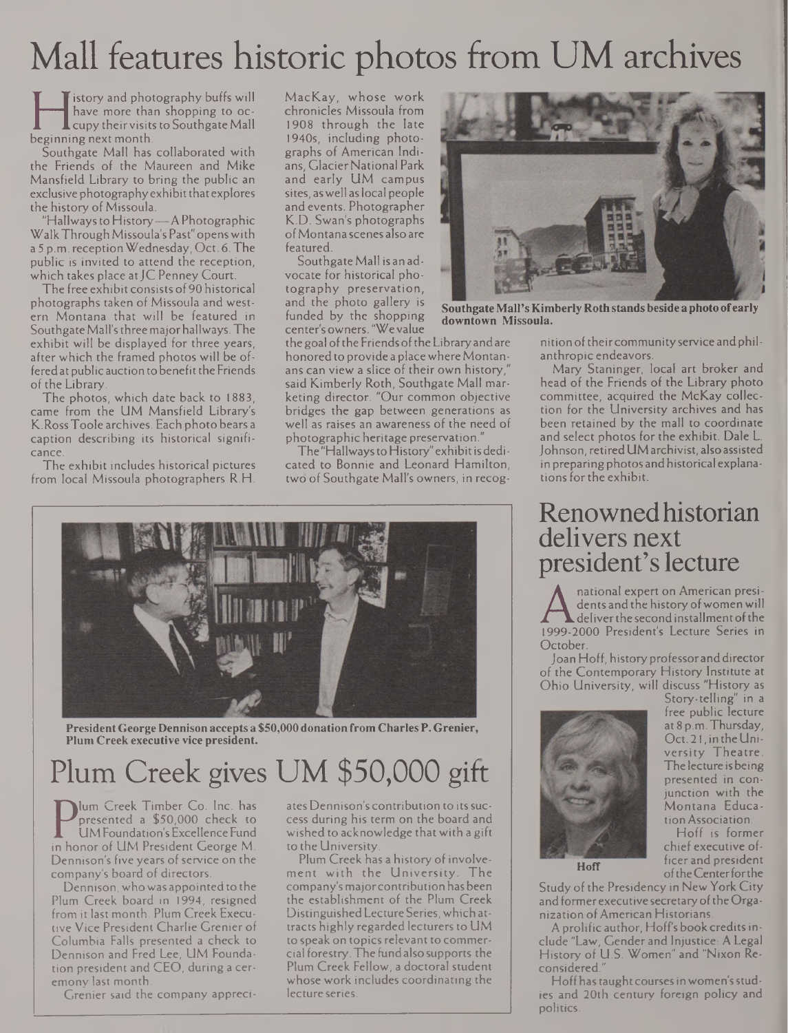# Mall features historic photos from UM archives

History and photography buffs will have more than shopping to occupy their visits to Southgate Mall beginning next month.

Southgate Mall has collaborated with the Friends of the Maureen and Mike Mansfield Library to bring the public an exclusive photography exhibit that explores the history of Missoula.

"Hallways to History — A Photographic Walk Through Missoula's Past" opens with a 5 p.m. reception Wednesday, Oct. 6. The public is invited to attend the reception, which takes place at JC Penney Court.

The free exhibit consists of 90 historical photographs taken of Missoula and western Montana that will be featured in Southgate Mall's three major hallways. The exhibit will be displayed for three years, after which the framed photos will be offered at public auction to benefit the Friends of the Library.

The photos, which date back to 1883, came from the UM Mansfield Library's K. Ross Toole archives. Each photo bears a caption describing its historical significance.

The exhibit includes historical pictures from local Missoula photographers R.H. MacKay, whose work chronicles Missoula from 1908 through the late 1940s, including photographs of American Indians, Glacier National Park and early UM campus sites, as well as local people and events. Photographer K.D. Swan's photographs of Montana scenes also are featured.

Southgate Mall is an advocate for historical photography preservation, and the photo gallery is funded by the shopping center's owners. "We value the goal of the Friends of the Library and are honored to provide a place where Montanans can view a slice of their own history," said Kimberly Roth, Southgate Mall marketing director. "Our common objective bridges the gap between generations as well as raises an awareness of the need of photographic heritage preservation."

The "Hallways to History" exhibit is dedicated to Bonnie and Leonard Hamilton, two of Southgate Mall's owners, in recognition of their community service and philanthropic endeavors.

Mary Staninger, local art broker and head of the Friends of the Library photo committee, acquired the McKay collection for the University archives and has been retained by the mall to coordinate and select photos for the exhibit. Dale L. Johnson, retired UM archivist, also assisted in preparing photos and historical explanations for the exhibit.

**Southgate Mall's Kimberly Roth stands beside a photo of early downtown Missoula.**

**President George Dennison accepts a $50,000 donation from Charles P. Grenier, Plum Creek executive vice president.**

# Plum Creek gives UM $50,000 gift

Plum Creek Timber Co. Inc. has presented a $50,000 check to UM Foundation's Excellence Fund in honor of UM President George M. Dennison's five years of service on the company's board of directors.

Dennison, who was appointed to the Plum Creek board in 1994, resigned from it last month. Plum Creek Executive Vice President Charlie Grenier of Columbia Falls presented a check to Dennison and Fred Lee, UM Foundation president and CEO, during a ceremony last month.

Grenier said the company appreciates Dennison's contribution to its success during his term on the board and wished to acknowledge that with a gift to the University.

Plum Creek has a history of involvement with the University. The company's major contribution has been the establishment of the Plum Creek Distinguished Lecture Series, which attracts highly regarded lecturers to UM to speak on topics relevant to commercial forestry. The fund also supports the Plum Creek Fellow, a doctoral student whose work includes coordinating the lecture series.

# Renowned historian delivers next president's lecture

A national expert on American presidents and the history of women will deliver the second installment of the 1999-2000 President's Lecture Series in October.

Joan Hoff, history professor and director of the Contemporary History Institute at Ohio University, will discuss "History as Story-telling" in a free public lecture at 8 p.m. Thursday, Oct. 21, in the University Theatre. The lecture is being presented in conjunction with the Montana Education Association.

**Hoff**

Hoff is former chief executive officer and president of the Center for the Study of the Presidency in New York City and former executive secretary of the Organization of American Historians.

A prolific author, Hoff's book credits include "Law, Gender and Injustice: A Legal History of U.S. Women" and "Nixon Reconsidered."

Hoff has taught courses in women's studies and 20th century foreign policy and politics.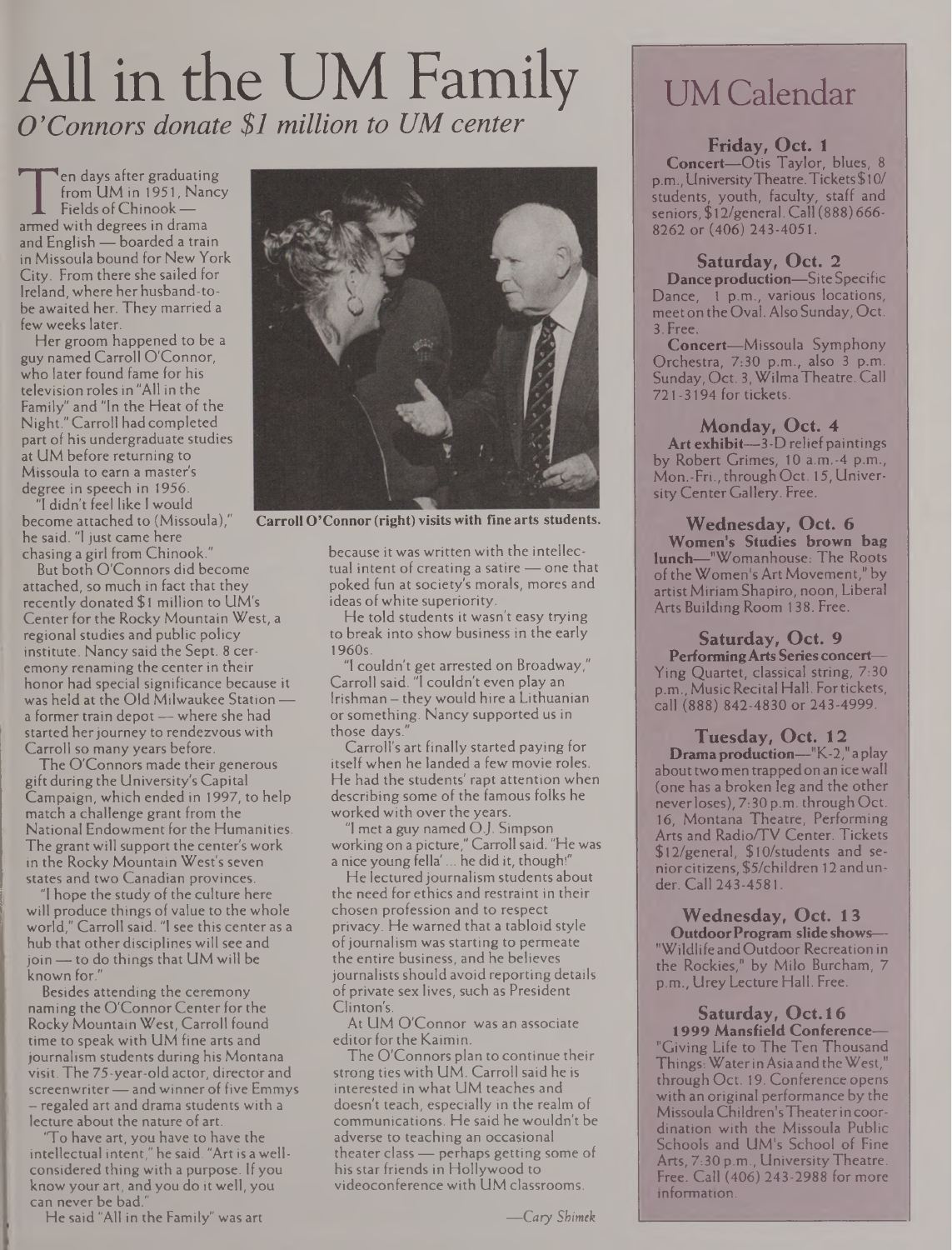# All in the UM Family

*O'Connors donate $1 million to UM center*

Ten days after graduating from UM in 1951, Nancy Fields of Chinook — armed with degrees in drama and English — boarded a train in Missoula bound for New York City. From there she sailed for Ireland, where her husband-to-be awaited her. They married a few weeks later.

Her groom happened to be a guy named Carroll O'Connor, who later found fame for his television roles in "All in the Family" and "In the Heat of the Night." Carroll had completed part of his undergraduate studies at UM before returning to Missoula to earn a master's degree in speech in 1956.

"I didn't feel like I would become attached to (Missoula)," he said. "I just came here chasing a girl from Chinook."

But both O'Connors did become attached, so much in fact that they recently donated $1 million to UM's Center for the Rocky Mountain West, a regional studies and public policy institute. Nancy said the Sept. 8 ceremony renaming the center in their honor had special significance because it was held at the Old Milwaukee Station — a former train depot — where she had started her journey to rendezvous with Carroll so many years before.

The O'Connors made their generous gift during the University's Capital Campaign, which ended in 1997, to help match a challenge grant from the National Endowment for the Humanities. The grant will support the center's work in the Rocky Mountain West's seven states and two Canadian provinces.

"I hope the study of the culture here will produce things of value to the whole world," Carroll said. "I see this center as a hub that other disciplines will see and join — to do things that UM will be known for."

Besides attending the ceremony naming the O'Connor Center for the Rocky Mountain West, Carroll found time to speak with UM fine arts and journalism students during his Montana visit. The 75-year-old actor, director and screenwriter — and winner of five Emmys – regaled art and drama students with a lecture about the nature of art.

"To have art, you have to have the intellectual intent," he said. "Art is a well-considered thing with a purpose. If you know your art, and you do it well, you can never be bad."

He said "All in the Family" was art because it was written with the intellectual intent of creating a satire — one that poked fun at society's morals, mores and ideas of white superiority.

**Carroll O'Connor (right) visits with fine arts students.**

He told students it wasn't easy trying to break into show business in the early 1960s.

"I couldn't get arrested on Broadway," Carroll said. "I couldn't even play an Irishman – they would hire a Lithuanian or something. Nancy supported us in those days."

Carroll's art finally started paying for itself when he landed a few movie roles. He had the students' rapt attention when describing some of the famous folks he worked with over the years.

"I met a guy named O.J. Simpson working on a picture," Carroll said. "He was a nice young fella' ... he did it, though!"

He lectured journalism students about the need for ethics and restraint in their chosen profession and to respect privacy. He warned that a tabloid style of journalism was starting to permeate the entire business, and he believes journalists should avoid reporting details of private sex lives, such as President Clinton's.

At UM O'Connor was an associate editor for the Kaimin.

The O'Connors plan to continue their strong ties with UM. Carroll said he is interested in what UM teaches and doesn't teach, especially in the realm of communications. He said he wouldn't be adverse to teaching an occasional theater class — perhaps getting some of his star friends in Hollywood to videoconference with UM classrooms.

*—Cary Shimek*

## UM Calendar

### Friday, Oct. 1

**Concert**—Otis Taylor, blues, 8 p.m., University Theatre. Tickets $10/students, youth, faculty, staff and seniors, $12/general. Call (888) 666-8262 or (406) 243-4051.

### Saturday, Oct. 2

**Dance production**—Site Specific Dance, 1 p.m., various locations, meet on the Oval. Also Sunday, Oct. 3. Free.

**Concert**—Missoula Symphony Orchestra, 7:30 p.m., also 3 p.m. Sunday, Oct. 3, Wilma Theatre. Call 721-3194 for tickets.

### Monday, Oct. 4

**Art exhibit**—3-D relief paintings by Robert Grimes, 10 a.m.-4 p.m., Mon.-Fri., through Oct. 15, University Center Gallery. Free.

### Wednesday, Oct. 6

**Women's Studies brown bag lunch**—"Womanhouse: The Roots of the Women's Art Movement," by artist Miriam Shapiro, noon, Liberal Arts Building Room 138. Free.

### Saturday, Oct. 9

**Performing Arts Series concert**—Ying Quartet, classical string, 7:30 p.m., Music Recital Hall. For tickets, call (888) 842-4830 or 243-4999.

### Tuesday, Oct. 12

**Drama production**—"K-2," a play about two men trapped on an ice wall (one has a broken leg and the other never loses), 7:30 p.m. through Oct. 16, Montana Theatre, Performing Arts and Radio/TV Center. Tickets $12/general, $10/students and senior citizens, $5/children 12 and under. Call 243-4581.

### Wednesday, Oct. 13

**Outdoor Program slide shows**—"Wildlife and Outdoor Recreation in the Rockies," by Milo Burcham, 7 p.m., Urey Lecture Hall. Free.

### Saturday, Oct. 16

**1999 Mansfield Conference**—"Giving Life to The Ten Thousand Things: Water in Asia and the West," through Oct. 19. Conference opens with an original performance by the Missoula Children's Theater in coordination with the Missoula Public Schools and UM's School of Fine Arts, 7:30 p.m., University Theatre. Free. Call (406) 243-2988 for more information.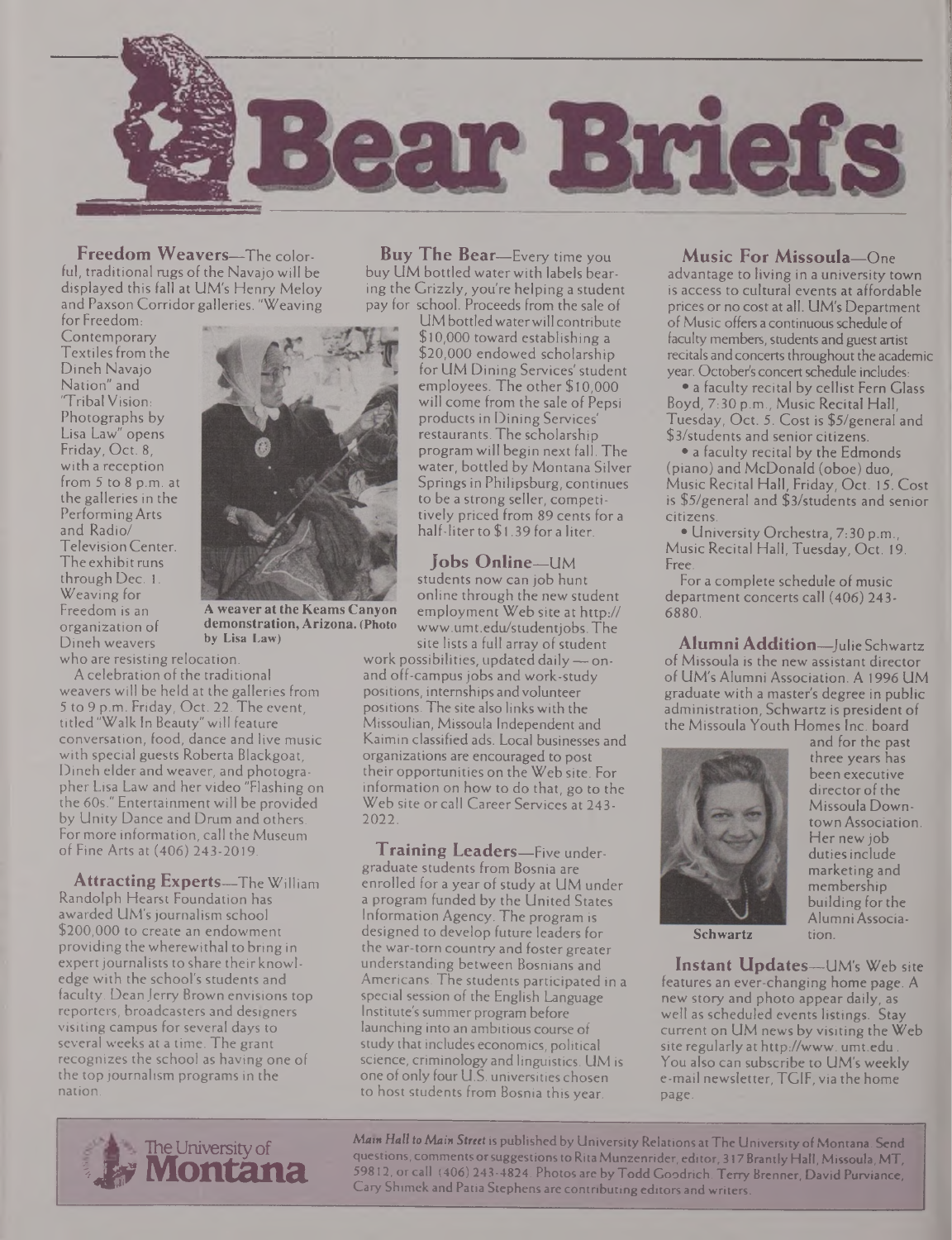# Bear Briefs

**Freedom Weavers**—The colorful, traditional rugs of the Navajo will be displayed this fall at UM's Henry Meloy and Paxson Corridor galleries. "Weaving for Freedom: Contemporary Textiles from the Dineh Navajo Nation" and "Tribal Vision: Photographs by Lisa Law" opens Friday, Oct. 8, with a reception from 5 to 8 p.m. at the galleries in the Performing Arts and Radio/Television Center. The exhibit runs through Dec. 1. Weaving for Freedom is an organization of Dineh weavers who are resisting relocation.

A weaver at the Keams Canyon demonstration, Arizona. (Photo by Lisa Law)

A celebration of the traditional weavers will be held at the galleries from 5 to 9 p.m. Friday, Oct. 22. The event, titled "Walk In Beauty" will feature conversation, food, dance and live music with special guests Roberta Blackgoat, Dineh elder and weaver, and photographer Lisa Law and her video "Flashing on the 60s." Entertainment will be provided by Unity Dance and Drum and others. For more information, call the Museum of Fine Arts at (406) 243-2019.

**Attracting Experts**—The William Randolph Hearst Foundation has awarded UM's journalism school $200,000 to create an endowment providing the wherewithal to bring in expert journalists to share their knowledge with the school's students and faculty. Dean Jerry Brown envisions top reporters, broadcasters and designers visiting campus for several days to several weeks at a time. The grant recognizes the school as having one of the top journalism programs in the nation.

**Buy The Bear**—Every time you buy UM bottled water with labels bearing the Grizzly, you're helping a student pay for school. Proceeds from the sale of UM bottled water will contribute $10,000 toward establishing a $20,000 endowed scholarship for UM Dining Services' student employees. The other $10,000 will come from the sale of Pepsi products in Dining Services' restaurants. The scholarship program will begin next fall. The water, bottled by Montana Silver Springs in Philipsburg, continues to be a strong seller, competitively priced from 89 cents for a half-liter to $1.39 for a liter.

**Jobs Online**—UM students now can job hunt online through the new student employment Web site at http://www.umt.edu/studentjobs. The site lists a full array of student work possibilities, updated daily — on- and off-campus jobs and work-study positions, internships and volunteer positions. The site also links with the Missoulian, Missoula Independent and Kaimin classified ads. Local businesses and organizations are encouraged to post their opportunities on the Web site. For information on how to do that, go to the Web site or call Career Services at 243-2022.

**Training Leaders**—Five undergraduate students from Bosnia are enrolled for a year of study at UM under a program funded by the United States Information Agency. The program is designed to develop future leaders for the war-torn country and foster greater understanding between Bosnians and Americans. The students participated in a special session of the English Language Institute's summer program before launching into an ambitious course of study that includes economics, political science, criminology and linguistics. UM is one of only four U.S. universities chosen to host students from Bosnia this year.

**Music For Missoula**—One advantage to living in a university town is access to cultural events at affordable prices or no cost at all. UM's Department of Music offers a continuous schedule of faculty members, students and guest artist recitals and concerts throughout the academic year. October's concert schedule includes:

- a faculty recital by cellist Fern Glass Boyd, 7:30 p.m., Music Recital Hall, Tuesday, Oct. 5. Cost is $5/general and $3/students and senior citizens.
- a faculty recital by the Edmonds (piano) and McDonald (oboe) duo, Music Recital Hall, Friday, Oct. 15. Cost is $5/general and $3/students and senior citizens.
- University Orchestra, 7:30 p.m., Music Recital Hall, Tuesday, Oct. 19. Free.

For a complete schedule of music department concerts call (406) 243-6880.

**Alumni Addition**—Julie Schwartz of Missoula is the new assistant director of UM's Alumni Association. A 1996 UM graduate with a master's degree in public administration, Schwartz is president of the Missoula Youth Homes Inc. board and for the past three years has been executive director of the Missoula Downtown Association. Her new job duties include marketing and membership building for the Alumni Association.

Schwartz

**Instant Updates**—UM's Web site features an ever-changing home page. A new story and photo appear daily, as well as scheduled events listings. Stay current on UM news by visiting the Web site regularly at http://www.umt.edu. You also can subscribe to UM's weekly e-mail newsletter, TGIF, via the home page.

The University of Montana

*Main Hall to Main Street* is published by University Relations at The University of Montana. Send questions, comments or suggestions to Rita Munzenrider, editor, 317 Brantly Hall, Missoula, MT, 59812, or call (406) 243-4824. Photos are by Todd Goodrich. Terry Brenner, David Purviance, Cary Shimek and Patia Stephens are contributing editors and writers.